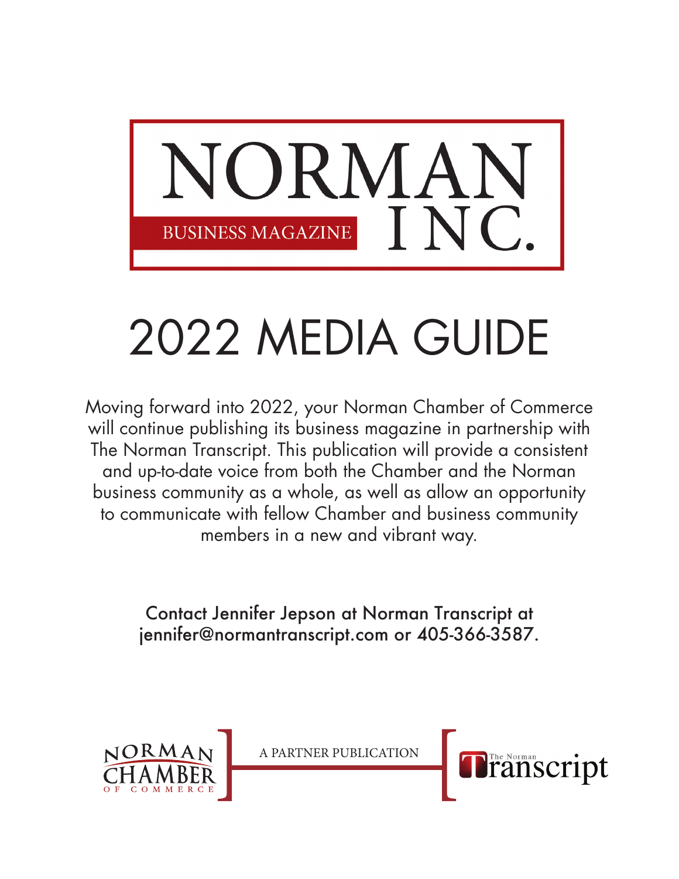# NORMAN INC.

BUSINESS MAGAZINE

# 2022 MEDIA GUIDE

Moving forward into 2022, your Norman Chamber of Commerce will continue publishing its business magazine in partnership with The Norman Transcript. This publication will provide a consistent and up-to-date voice from both the Chamber and the Norman business community as a whole, as well as allow an opportunity to communicate with fellow Chamber and business community members in a new and vibrant way.

Contact Jennifer Jepson at Norman Transcript at jennifer@normantranscript.com or 405-366-3587.

NORMAN CHAMBER OF COMMERCE

A PARTNER PUBLICATION

The Norman Transcript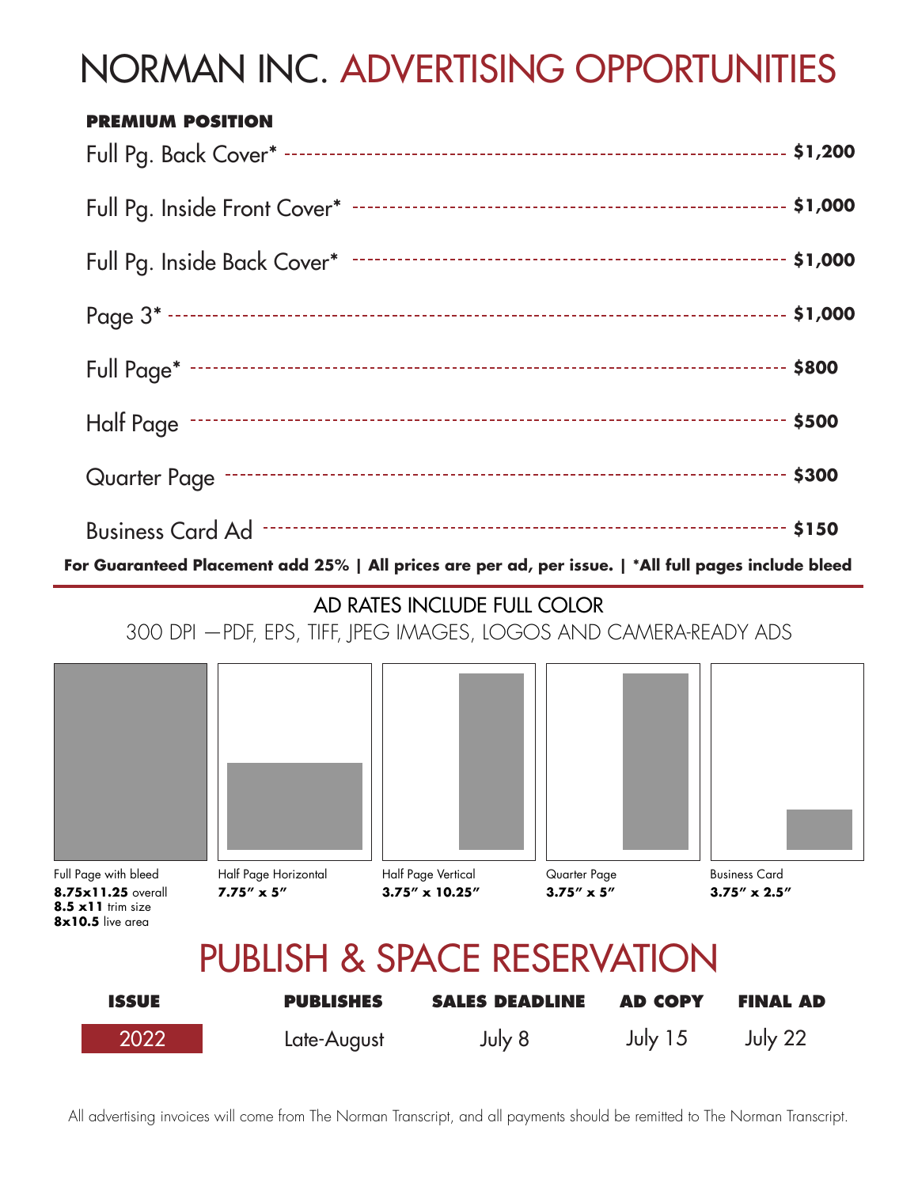# NORMAN INC. ADVERTISING OPPORTUNITIES

**PREMIUM POSITION**

| | |
|---|---|
| Full Pg. Back Cover* | **$1,200** |
| Full Pg. Inside Front Cover* | **$1,000** |
| Full Pg. Inside Back Cover* | **$1,000** |
| Page 3* | **$1,000** |
| Full Page* | **$800** |
| Half Page | **$500** |
| Quarter Page | **$300** |
| Business Card Ad | **$150** |

**For Guaranteed Placement add 25% | All prices are per ad, per issue. | *All full pages include bleed**

## AD RATES INCLUDE FULL COLOR

300 DPI —PDF, EPS, TIFF, JPEG IMAGES, LOGOS AND CAMERA-READY ADS

Full Page with bleed
**8.75x11.25** overall
**8.5 x11** trim size
**8x10.5** live area

Half Page Horizontal
**7.75" x 5"**

Half Page Vertical
**3.75" x 10.25"**

Quarter Page
**3.75" x 5"**

Business Card
**3.75" x 2.5"**

# PUBLISH & SPACE RESERVATION

| ISSUE | PUBLISHES | SALES DEADLINE | AD COPY | FINAL AD |
|---|---|---|---|---|
| 2022 | Late-August | July 8 | July 15 | July 22 |

All advertising invoices will come from The Norman Transcript, and all payments should be remitted to The Norman Transcript.